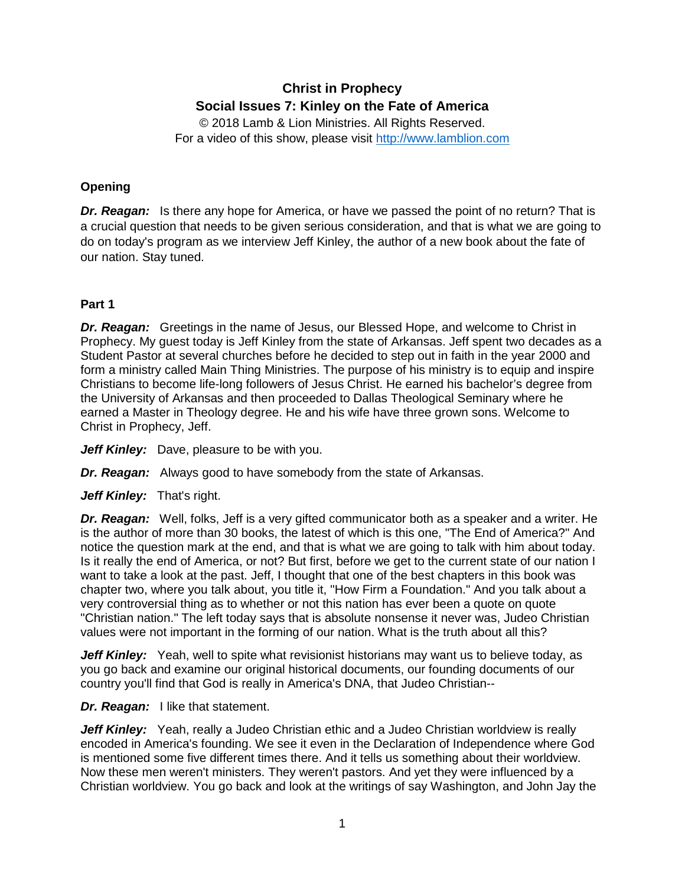# Christ in Prophecy
## Social Issues 7: Kinley on the Fate of America

© 2018 Lamb & Lion Ministries. All Rights Reserved.
For a video of this show, please visit http://www.lamblion.com

### Opening

***Dr. Reagan:*** Is there any hope for America, or have we passed the point of no return? That is a crucial question that needs to be given serious consideration, and that is what we are going to do on today's program as we interview Jeff Kinley, the author of a new book about the fate of our nation. Stay tuned.

### Part 1

***Dr. Reagan:*** Greetings in the name of Jesus, our Blessed Hope, and welcome to Christ in Prophecy. My guest today is Jeff Kinley from the state of Arkansas. Jeff spent two decades as a Student Pastor at several churches before he decided to step out in faith in the year 2000 and form a ministry called Main Thing Ministries. The purpose of his ministry is to equip and inspire Christians to become life-long followers of Jesus Christ. He earned his bachelor's degree from the University of Arkansas and then proceeded to Dallas Theological Seminary where he earned a Master in Theology degree. He and his wife have three grown sons. Welcome to Christ in Prophecy, Jeff.

***Jeff Kinley:*** Dave, pleasure to be with you.

***Dr. Reagan:*** Always good to have somebody from the state of Arkansas.

***Jeff Kinley:*** That's right.

***Dr. Reagan:*** Well, folks, Jeff is a very gifted communicator both as a speaker and a writer. He is the author of more than 30 books, the latest of which is this one, "The End of America?" And notice the question mark at the end, and that is what we are going to talk with him about today. Is it really the end of America, or not? But first, before we get to the current state of our nation I want to take a look at the past. Jeff, I thought that one of the best chapters in this book was chapter two, where you talk about, you title it, "How Firm a Foundation." And you talk about a very controversial thing as to whether or not this nation has ever been a quote on quote "Christian nation." The left today says that is absolute nonsense it never was, Judeo Christian values were not important in the forming of our nation. What is the truth about all this?

***Jeff Kinley:*** Yeah, well to spite what revisionist historians may want us to believe today, as you go back and examine our original historical documents, our founding documents of our country you'll find that God is really in America's DNA, that Judeo Christian--

***Dr. Reagan:*** I like that statement.

***Jeff Kinley:*** Yeah, really a Judeo Christian ethic and a Judeo Christian worldview is really encoded in America's founding. We see it even in the Declaration of Independence where God is mentioned some five different times there. And it tells us something about their worldview. Now these men weren't ministers. They weren't pastors. And yet they were influenced by a Christian worldview. You go back and look at the writings of say Washington, and John Jay the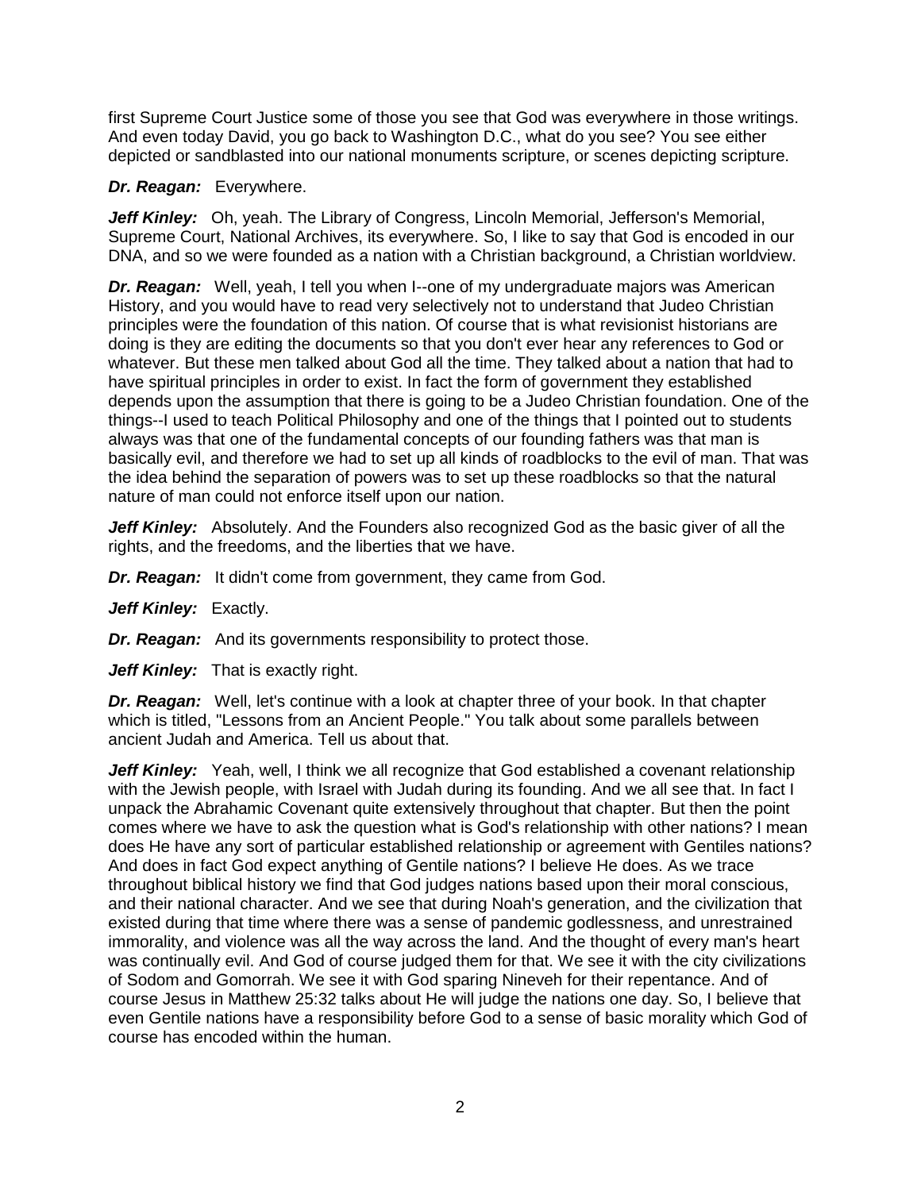first Supreme Court Justice some of those you see that God was everywhere in those writings. And even today David, you go back to Washington D.C., what do you see? You see either depicted or sandblasted into our national monuments scripture, or scenes depicting scripture.

***Dr. Reagan:*** Everywhere.

***Jeff Kinley:*** Oh, yeah. The Library of Congress, Lincoln Memorial, Jefferson's Memorial, Supreme Court, National Archives, its everywhere. So, I like to say that God is encoded in our DNA, and so we were founded as a nation with a Christian background, a Christian worldview.

***Dr. Reagan:*** Well, yeah, I tell you when I--one of my undergraduate majors was American History, and you would have to read very selectively not to understand that Judeo Christian principles were the foundation of this nation. Of course that is what revisionist historians are doing is they are editing the documents so that you don't ever hear any references to God or whatever. But these men talked about God all the time. They talked about a nation that had to have spiritual principles in order to exist. In fact the form of government they established depends upon the assumption that there is going to be a Judeo Christian foundation. One of the things--I used to teach Political Philosophy and one of the things that I pointed out to students always was that one of the fundamental concepts of our founding fathers was that man is basically evil, and therefore we had to set up all kinds of roadblocks to the evil of man. That was the idea behind the separation of powers was to set up these roadblocks so that the natural nature of man could not enforce itself upon our nation.

***Jeff Kinley:*** Absolutely. And the Founders also recognized God as the basic giver of all the rights, and the freedoms, and the liberties that we have.

***Dr. Reagan:*** It didn't come from government, they came from God.

***Jeff Kinley:*** Exactly.

***Dr. Reagan:*** And its governments responsibility to protect those.

***Jeff Kinley:*** That is exactly right.

***Dr. Reagan:*** Well, let's continue with a look at chapter three of your book. In that chapter which is titled, "Lessons from an Ancient People." You talk about some parallels between ancient Judah and America. Tell us about that.

***Jeff Kinley:*** Yeah, well, I think we all recognize that God established a covenant relationship with the Jewish people, with Israel with Judah during its founding. And we all see that. In fact I unpack the Abrahamic Covenant quite extensively throughout that chapter. But then the point comes where we have to ask the question what is God's relationship with other nations? I mean does He have any sort of particular established relationship or agreement with Gentiles nations? And does in fact God expect anything of Gentile nations? I believe He does. As we trace throughout biblical history we find that God judges nations based upon their moral conscious, and their national character. And we see that during Noah's generation, and the civilization that existed during that time where there was a sense of pandemic godlessness, and unrestrained immorality, and violence was all the way across the land. And the thought of every man's heart was continually evil. And God of course judged them for that. We see it with the city civilizations of Sodom and Gomorrah. We see it with God sparing Nineveh for their repentance. And of course Jesus in Matthew 25:32 talks about He will judge the nations one day. So, I believe that even Gentile nations have a responsibility before God to a sense of basic morality which God of course has encoded within the human.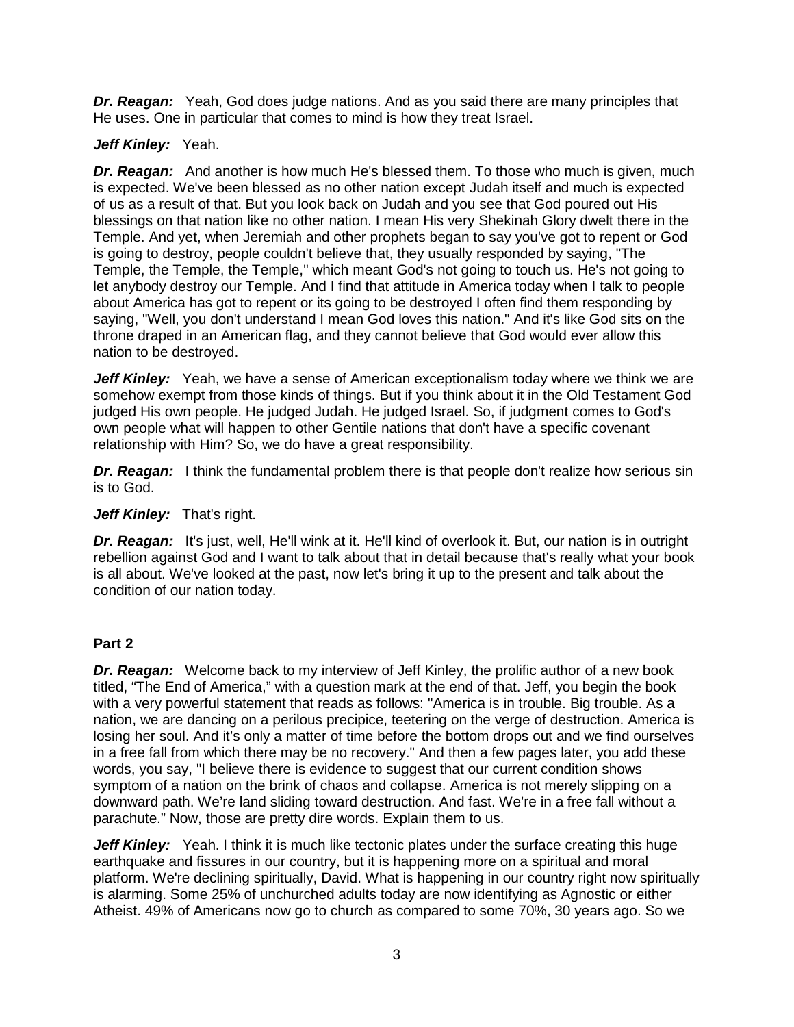***Dr. Reagan:*** Yeah, God does judge nations. And as you said there are many principles that He uses. One in particular that comes to mind is how they treat Israel.

***Jeff Kinley:*** Yeah.

***Dr. Reagan:*** And another is how much He's blessed them. To those who much is given, much is expected. We've been blessed as no other nation except Judah itself and much is expected of us as a result of that. But you look back on Judah and you see that God poured out His blessings on that nation like no other nation. I mean His very Shekinah Glory dwelt there in the Temple. And yet, when Jeremiah and other prophets began to say you've got to repent or God is going to destroy, people couldn't believe that, they usually responded by saying, "The Temple, the Temple, the Temple," which meant God's not going to touch us. He's not going to let anybody destroy our Temple. And I find that attitude in America today when I talk to people about America has got to repent or its going to be destroyed I often find them responding by saying, "Well, you don't understand I mean God loves this nation." And it's like God sits on the throne draped in an American flag, and they cannot believe that God would ever allow this nation to be destroyed.

***Jeff Kinley:*** Yeah, we have a sense of American exceptionalism today where we think we are somehow exempt from those kinds of things. But if you think about it in the Old Testament God judged His own people. He judged Judah. He judged Israel. So, if judgment comes to God's own people what will happen to other Gentile nations that don't have a specific covenant relationship with Him? So, we do have a great responsibility.

***Dr. Reagan:*** I think the fundamental problem there is that people don't realize how serious sin is to God.

***Jeff Kinley:*** That's right.

***Dr. Reagan:*** It's just, well, He'll wink at it. He'll kind of overlook it. But, our nation is in outright rebellion against God and I want to talk about that in detail because that's really what your book is all about. We've looked at the past, now let's bring it up to the present and talk about the condition of our nation today.

**Part 2**

***Dr. Reagan:*** Welcome back to my interview of Jeff Kinley, the prolific author of a new book titled, "The End of America," with a question mark at the end of that. Jeff, you begin the book with a very powerful statement that reads as follows: "America is in trouble. Big trouble. As a nation, we are dancing on a perilous precipice, teetering on the verge of destruction. America is losing her soul. And it's only a matter of time before the bottom drops out and we find ourselves in a free fall from which there may be no recovery." And then a few pages later, you add these words, you say, "I believe there is evidence to suggest that our current condition shows symptom of a nation on the brink of chaos and collapse. America is not merely slipping on a downward path. We're land sliding toward destruction. And fast. We're in a free fall without a parachute." Now, those are pretty dire words. Explain them to us.

***Jeff Kinley:*** Yeah. I think it is much like tectonic plates under the surface creating this huge earthquake and fissures in our country, but it is happening more on a spiritual and moral platform. We're declining spiritually, David. What is happening in our country right now spiritually is alarming. Some 25% of unchurched adults today are now identifying as Agnostic or either Atheist. 49% of Americans now go to church as compared to some 70%, 30 years ago. So we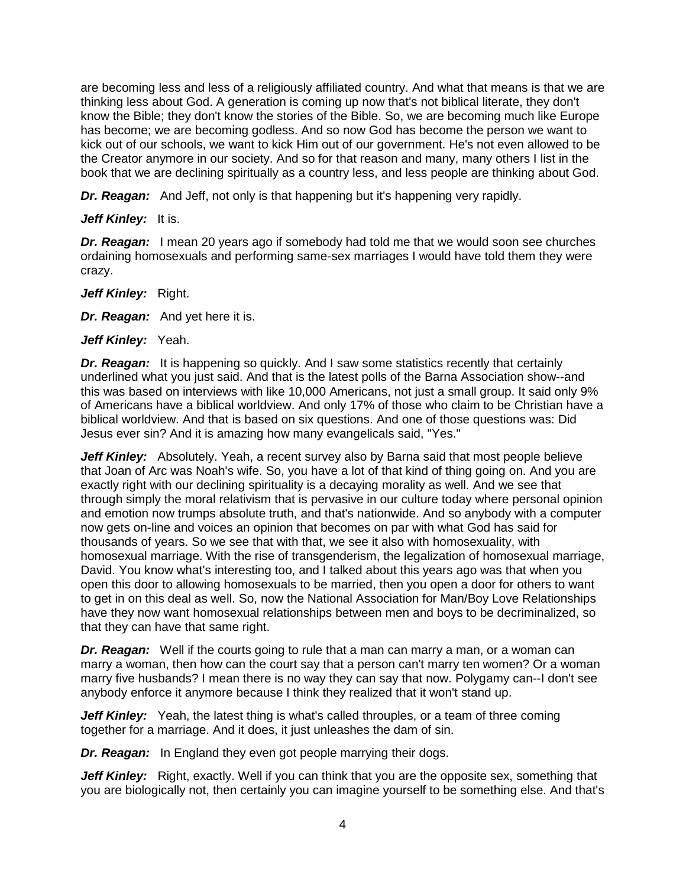are becoming less and less of a religiously affiliated country. And what that means is that we are thinking less about God. A generation is coming up now that's not biblical literate, they don't know the Bible; they don't know the stories of the Bible. So, we are becoming much like Europe has become; we are becoming godless. And so now God has become the person we want to kick out of our schools, we want to kick Him out of our government. He's not even allowed to be the Creator anymore in our society. And so for that reason and many, many others I list in the book that we are declining spiritually as a country less, and less people are thinking about God.

***Dr. Reagan:*** And Jeff, not only is that happening but it's happening very rapidly.

***Jeff Kinley:*** It is.

***Dr. Reagan:*** I mean 20 years ago if somebody had told me that we would soon see churches ordaining homosexuals and performing same-sex marriages I would have told them they were crazy.

***Jeff Kinley:*** Right.

***Dr. Reagan:*** And yet here it is.

***Jeff Kinley:*** Yeah.

***Dr. Reagan:*** It is happening so quickly. And I saw some statistics recently that certainly underlined what you just said. And that is the latest polls of the Barna Association show--and this was based on interviews with like 10,000 Americans, not just a small group. It said only 9% of Americans have a biblical worldview. And only 17% of those who claim to be Christian have a biblical worldview. And that is based on six questions. And one of those questions was: Did Jesus ever sin? And it is amazing how many evangelicals said, "Yes."

***Jeff Kinley:*** Absolutely. Yeah, a recent survey also by Barna said that most people believe that Joan of Arc was Noah's wife. So, you have a lot of that kind of thing going on. And you are exactly right with our declining spirituality is a decaying morality as well. And we see that through simply the moral relativism that is pervasive in our culture today where personal opinion and emotion now trumps absolute truth, and that's nationwide. And so anybody with a computer now gets on-line and voices an opinion that becomes on par with what God has said for thousands of years. So we see that with that, we see it also with homosexuality, with homosexual marriage. With the rise of transgenderism, the legalization of homosexual marriage, David. You know what's interesting too, and I talked about this years ago was that when you open this door to allowing homosexuals to be married, then you open a door for others to want to get in on this deal as well. So, now the National Association for Man/Boy Love Relationships have they now want homosexual relationships between men and boys to be decriminalized, so that they can have that same right.

***Dr. Reagan:*** Well if the courts going to rule that a man can marry a man, or a woman can marry a woman, then how can the court say that a person can't marry ten women? Or a woman marry five husbands? I mean there is no way they can say that now. Polygamy can--I don't see anybody enforce it anymore because I think they realized that it won't stand up.

***Jeff Kinley:*** Yeah, the latest thing is what's called throuples, or a team of three coming together for a marriage. And it does, it just unleashes the dam of sin.

***Dr. Reagan:*** In England they even got people marrying their dogs.

***Jeff Kinley:*** Right, exactly. Well if you can think that you are the opposite sex, something that you are biologically not, then certainly you can imagine yourself to be something else. And that's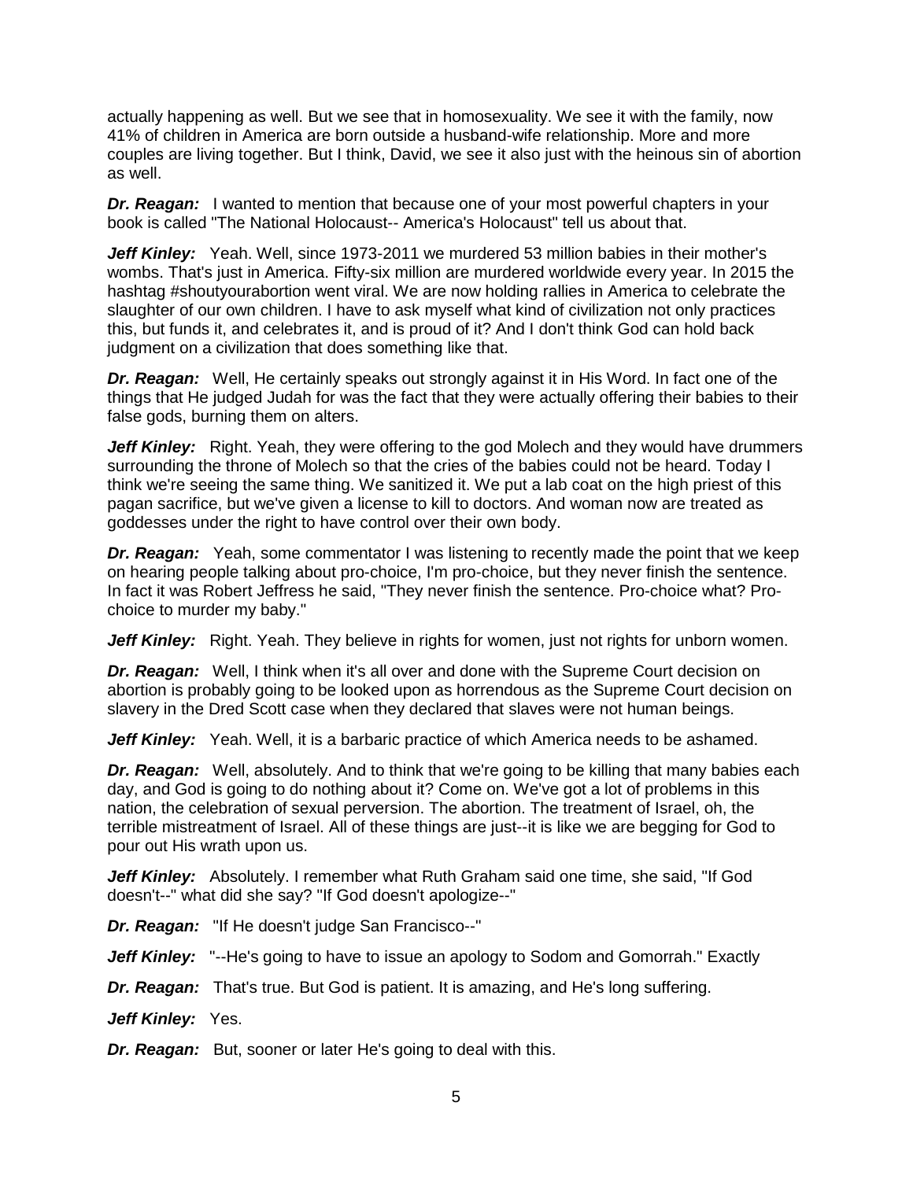actually happening as well. But we see that in homosexuality. We see it with the family, now 41% of children in America are born outside a husband-wife relationship. More and more couples are living together. But I think, David, we see it also just with the heinous sin of abortion as well.

***Dr. Reagan:*** I wanted to mention that because one of your most powerful chapters in your book is called "The National Holocaust-- America's Holocaust" tell us about that.

***Jeff Kinley:*** Yeah. Well, since 1973-2011 we murdered 53 million babies in their mother's wombs. That's just in America. Fifty-six million are murdered worldwide every year. In 2015 the hashtag #shoutyourabortion went viral. We are now holding rallies in America to celebrate the slaughter of our own children. I have to ask myself what kind of civilization not only practices this, but funds it, and celebrates it, and is proud of it? And I don't think God can hold back judgment on a civilization that does something like that.

***Dr. Reagan:*** Well, He certainly speaks out strongly against it in His Word. In fact one of the things that He judged Judah for was the fact that they were actually offering their babies to their false gods, burning them on alters.

***Jeff Kinley:*** Right. Yeah, they were offering to the god Molech and they would have drummers surrounding the throne of Molech so that the cries of the babies could not be heard. Today I think we're seeing the same thing. We sanitized it. We put a lab coat on the high priest of this pagan sacrifice, but we've given a license to kill to doctors. And woman now are treated as goddesses under the right to have control over their own body.

***Dr. Reagan:*** Yeah, some commentator I was listening to recently made the point that we keep on hearing people talking about pro-choice, I'm pro-choice, but they never finish the sentence. In fact it was Robert Jeffress he said, "They never finish the sentence. Pro-choice what? Pro-choice to murder my baby."

***Jeff Kinley:*** Right. Yeah. They believe in rights for women, just not rights for unborn women.

***Dr. Reagan:*** Well, I think when it's all over and done with the Supreme Court decision on abortion is probably going to be looked upon as horrendous as the Supreme Court decision on slavery in the Dred Scott case when they declared that slaves were not human beings.

***Jeff Kinley:*** Yeah. Well, it is a barbaric practice of which America needs to be ashamed.

***Dr. Reagan:*** Well, absolutely. And to think that we're going to be killing that many babies each day, and God is going to do nothing about it? Come on. We've got a lot of problems in this nation, the celebration of sexual perversion. The abortion. The treatment of Israel, oh, the terrible mistreatment of Israel. All of these things are just--it is like we are begging for God to pour out His wrath upon us.

***Jeff Kinley:*** Absolutely. I remember what Ruth Graham said one time, she said, "If God doesn't--" what did she say? "If God doesn't apologize--"

***Dr. Reagan:*** "If He doesn't judge San Francisco--"

***Jeff Kinley:*** "--He's going to have to issue an apology to Sodom and Gomorrah." Exactly

***Dr. Reagan:*** That's true. But God is patient. It is amazing, and He's long suffering.

***Jeff Kinley:*** Yes.

***Dr. Reagan:*** But, sooner or later He's going to deal with this.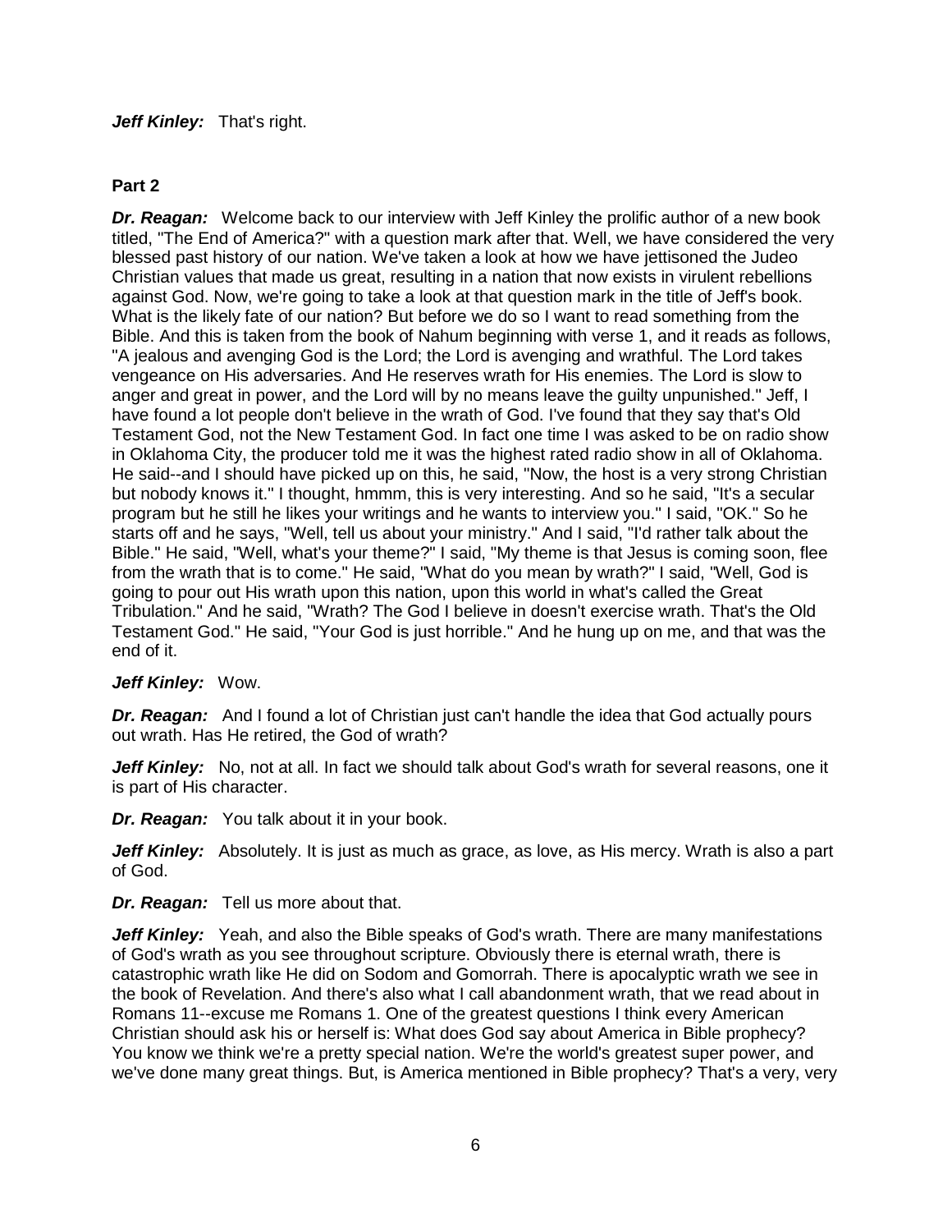***Jeff Kinley:*** That's right.

**Part 2**

***Dr. Reagan:*** Welcome back to our interview with Jeff Kinley the prolific author of a new book titled, "The End of America?" with a question mark after that. Well, we have considered the very blessed past history of our nation. We've taken a look at how we have jettisoned the Judeo Christian values that made us great, resulting in a nation that now exists in virulent rebellions against God. Now, we're going to take a look at that question mark in the title of Jeff's book. What is the likely fate of our nation? But before we do so I want to read something from the Bible. And this is taken from the book of Nahum beginning with verse 1, and it reads as follows, "A jealous and avenging God is the Lord; the Lord is avenging and wrathful. The Lord takes vengeance on His adversaries. And He reserves wrath for His enemies. The Lord is slow to anger and great in power, and the Lord will by no means leave the guilty unpunished." Jeff, I have found a lot people don't believe in the wrath of God. I've found that they say that's Old Testament God, not the New Testament God. In fact one time I was asked to be on radio show in Oklahoma City, the producer told me it was the highest rated radio show in all of Oklahoma. He said--and I should have picked up on this, he said, "Now, the host is a very strong Christian but nobody knows it." I thought, hmmm, this is very interesting. And so he said, "It's a secular program but he still he likes your writings and he wants to interview you." I said, "OK." So he starts off and he says, "Well, tell us about your ministry." And I said, "I'd rather talk about the Bible." He said, "Well, what's your theme?" I said, "My theme is that Jesus is coming soon, flee from the wrath that is to come." He said, "What do you mean by wrath?" I said, "Well, God is going to pour out His wrath upon this nation, upon this world in what's called the Great Tribulation." And he said, "Wrath? The God I believe in doesn't exercise wrath. That's the Old Testament God." He said, "Your God is just horrible." And he hung up on me, and that was the end of it.

***Jeff Kinley:*** Wow.

***Dr. Reagan:*** And I found a lot of Christian just can't handle the idea that God actually pours out wrath. Has He retired, the God of wrath?

***Jeff Kinley:*** No, not at all. In fact we should talk about God's wrath for several reasons, one it is part of His character.

***Dr. Reagan:*** You talk about it in your book.

***Jeff Kinley:*** Absolutely. It is just as much as grace, as love, as His mercy. Wrath is also a part of God.

***Dr. Reagan:*** Tell us more about that.

***Jeff Kinley:*** Yeah, and also the Bible speaks of God's wrath. There are many manifestations of God's wrath as you see throughout scripture. Obviously there is eternal wrath, there is catastrophic wrath like He did on Sodom and Gomorrah. There is apocalyptic wrath we see in the book of Revelation. And there's also what I call abandonment wrath, that we read about in Romans 11--excuse me Romans 1. One of the greatest questions I think every American Christian should ask his or herself is: What does God say about America in Bible prophecy? You know we think we're a pretty special nation. We're the world's greatest super power, and we've done many great things. But, is America mentioned in Bible prophecy? That's a very, very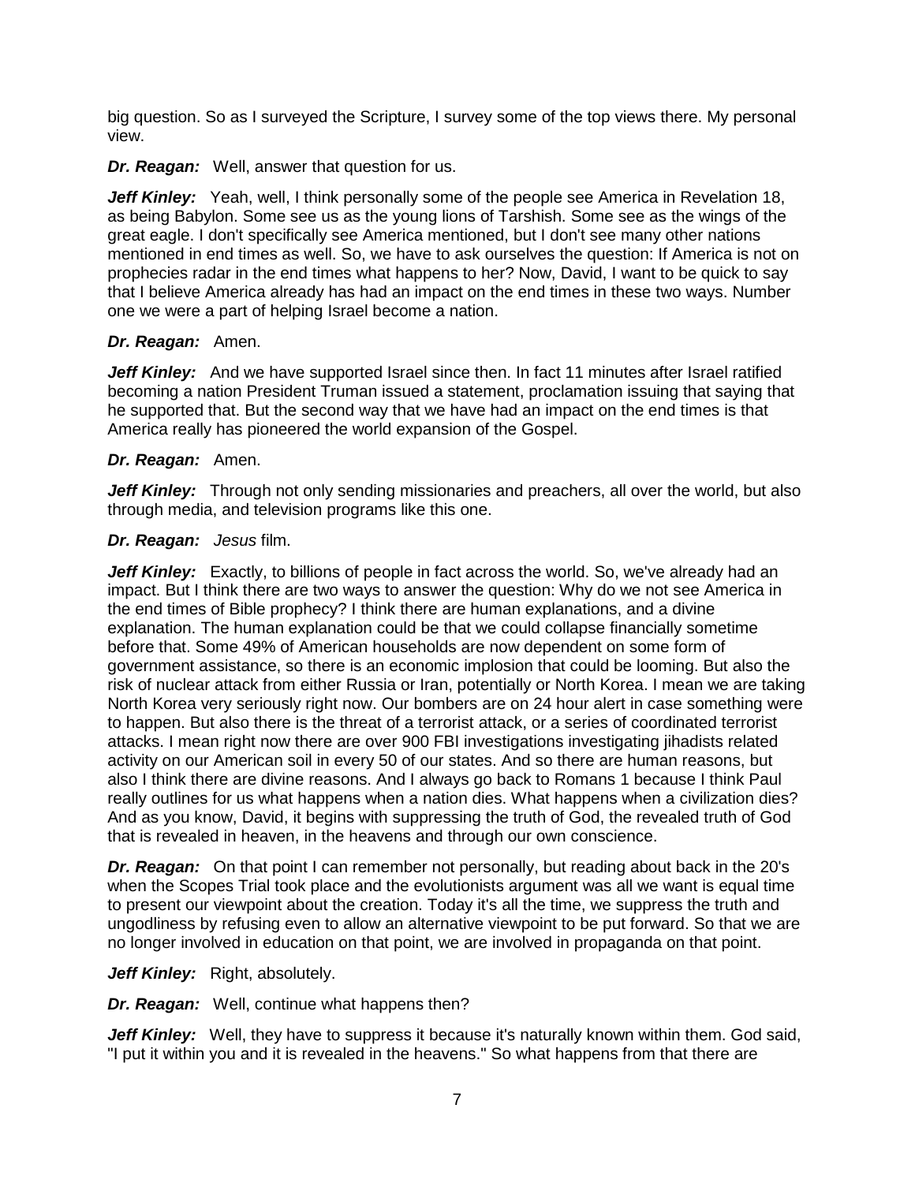big question. So as I surveyed the Scripture, I survey some of the top views there. My personal view.

***Dr. Reagan:*** Well, answer that question for us.

***Jeff Kinley:*** Yeah, well, I think personally some of the people see America in Revelation 18, as being Babylon. Some see us as the young lions of Tarshish. Some see as the wings of the great eagle. I don't specifically see America mentioned, but I don't see many other nations mentioned in end times as well. So, we have to ask ourselves the question: If America is not on prophecies radar in the end times what happens to her? Now, David, I want to be quick to say that I believe America already has had an impact on the end times in these two ways. Number one we were a part of helping Israel become a nation.

***Dr. Reagan:*** Amen.

***Jeff Kinley:*** And we have supported Israel since then. In fact 11 minutes after Israel ratified becoming a nation President Truman issued a statement, proclamation issuing that saying that he supported that. But the second way that we have had an impact on the end times is that America really has pioneered the world expansion of the Gospel.

***Dr. Reagan:*** Amen.

***Jeff Kinley:*** Through not only sending missionaries and preachers, all over the world, but also through media, and television programs like this one.

***Dr. Reagan:*** *Jesus* film.

***Jeff Kinley:*** Exactly, to billions of people in fact across the world. So, we've already had an impact. But I think there are two ways to answer the question: Why do we not see America in the end times of Bible prophecy? I think there are human explanations, and a divine explanation. The human explanation could be that we could collapse financially sometime before that. Some 49% of American households are now dependent on some form of government assistance, so there is an economic implosion that could be looming. But also the risk of nuclear attack from either Russia or Iran, potentially or North Korea. I mean we are taking North Korea very seriously right now. Our bombers are on 24 hour alert in case something were to happen. But also there is the threat of a terrorist attack, or a series of coordinated terrorist attacks. I mean right now there are over 900 FBI investigations investigating jihadists related activity on our American soil in every 50 of our states. And so there are human reasons, but also I think there are divine reasons. And I always go back to Romans 1 because I think Paul really outlines for us what happens when a nation dies. What happens when a civilization dies? And as you know, David, it begins with suppressing the truth of God, the revealed truth of God that is revealed in heaven, in the heavens and through our own conscience.

***Dr. Reagan:*** On that point I can remember not personally, but reading about back in the 20's when the Scopes Trial took place and the evolutionists argument was all we want is equal time to present our viewpoint about the creation. Today it's all the time, we suppress the truth and ungodliness by refusing even to allow an alternative viewpoint to be put forward. So that we are no longer involved in education on that point, we are involved in propaganda on that point.

***Jeff Kinley:*** Right, absolutely.

***Dr. Reagan:*** Well, continue what happens then?

***Jeff Kinley:*** Well, they have to suppress it because it's naturally known within them. God said, "I put it within you and it is revealed in the heavens." So what happens from that there are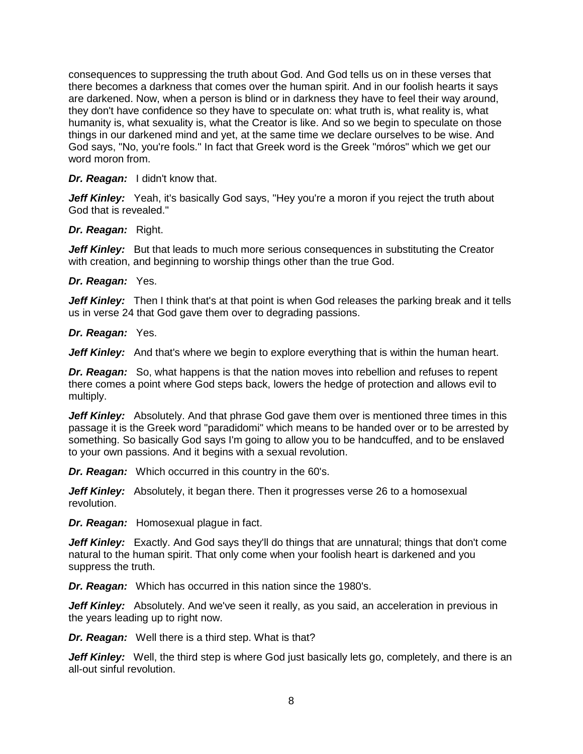consequences to suppressing the truth about God. And God tells us on in these verses that there becomes a darkness that comes over the human spirit. And in our foolish hearts it says are darkened. Now, when a person is blind or in darkness they have to feel their way around, they don't have confidence so they have to speculate on: what truth is, what reality is, what humanity is, what sexuality is, what the Creator is like. And so we begin to speculate on those things in our darkened mind and yet, at the same time we declare ourselves to be wise. And God says, "No, you're fools." In fact that Greek word is the Greek "móros" which we get our word moron from.

***Dr. Reagan:*** I didn't know that.

***Jeff Kinley:*** Yeah, it's basically God says, "Hey you're a moron if you reject the truth about God that is revealed."

***Dr. Reagan:*** Right.

***Jeff Kinley:*** But that leads to much more serious consequences in substituting the Creator with creation, and beginning to worship things other than the true God.

***Dr. Reagan:*** Yes.

***Jeff Kinley:*** Then I think that's at that point is when God releases the parking break and it tells us in verse 24 that God gave them over to degrading passions.

***Dr. Reagan:*** Yes.

***Jeff Kinley:*** And that's where we begin to explore everything that is within the human heart.

***Dr. Reagan:*** So, what happens is that the nation moves into rebellion and refuses to repent there comes a point where God steps back, lowers the hedge of protection and allows evil to multiply.

***Jeff Kinley:*** Absolutely. And that phrase God gave them over is mentioned three times in this passage it is the Greek word "paradidomi" which means to be handed over or to be arrested by something. So basically God says I'm going to allow you to be handcuffed, and to be enslaved to your own passions. And it begins with a sexual revolution.

***Dr. Reagan:*** Which occurred in this country in the 60's.

***Jeff Kinley:*** Absolutely, it began there. Then it progresses verse 26 to a homosexual revolution.

***Dr. Reagan:*** Homosexual plague in fact.

***Jeff Kinley:*** Exactly. And God says they'll do things that are unnatural; things that don't come natural to the human spirit. That only come when your foolish heart is darkened and you suppress the truth.

***Dr. Reagan:*** Which has occurred in this nation since the 1980's.

***Jeff Kinley:*** Absolutely. And we've seen it really, as you said, an acceleration in previous in the years leading up to right now.

***Dr. Reagan:*** Well there is a third step. What is that?

***Jeff Kinley:*** Well, the third step is where God just basically lets go, completely, and there is an all-out sinful revolution.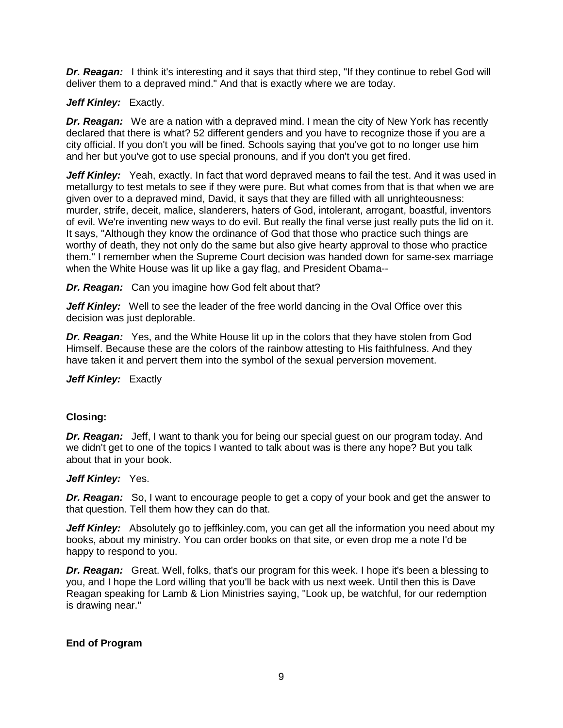***Dr. Reagan:*** I think it's interesting and it says that third step, "If they continue to rebel God will deliver them to a depraved mind." And that is exactly where we are today.

***Jeff Kinley:*** Exactly.

***Dr. Reagan:*** We are a nation with a depraved mind. I mean the city of New York has recently declared that there is what? 52 different genders and you have to recognize those if you are a city official. If you don't you will be fined. Schools saying that you've got to no longer use him and her but you've got to use special pronouns, and if you don't you get fired.

***Jeff Kinley:*** Yeah, exactly. In fact that word depraved means to fail the test. And it was used in metallurgy to test metals to see if they were pure. But what comes from that is that when we are given over to a depraved mind, David, it says that they are filled with all unrighteousness: murder, strife, deceit, malice, slanderers, haters of God, intolerant, arrogant, boastful, inventors of evil. We're inventing new ways to do evil. But really the final verse just really puts the lid on it. It says, "Although they know the ordinance of God that those who practice such things are worthy of death, they not only do the same but also give hearty approval to those who practice them." I remember when the Supreme Court decision was handed down for same-sex marriage when the White House was lit up like a gay flag, and President Obama--

***Dr. Reagan:*** Can you imagine how God felt about that?

***Jeff Kinley:*** Well to see the leader of the free world dancing in the Oval Office over this decision was just deplorable.

***Dr. Reagan:*** Yes, and the White House lit up in the colors that they have stolen from God Himself. Because these are the colors of the rainbow attesting to His faithfulness. And they have taken it and pervert them into the symbol of the sexual perversion movement.

***Jeff Kinley:*** Exactly

**Closing:**

***Dr. Reagan:*** Jeff, I want to thank you for being our special guest on our program today. And we didn't get to one of the topics I wanted to talk about was is there any hope? But you talk about that in your book.

***Jeff Kinley:*** Yes.

***Dr. Reagan:*** So, I want to encourage people to get a copy of your book and get the answer to that question. Tell them how they can do that.

***Jeff Kinley:*** Absolutely go to jeffkinley.com, you can get all the information you need about my books, about my ministry. You can order books on that site, or even drop me a note I'd be happy to respond to you.

***Dr. Reagan:*** Great. Well, folks, that's our program for this week. I hope it's been a blessing to you, and I hope the Lord willing that you'll be back with us next week. Until then this is Dave Reagan speaking for Lamb & Lion Ministries saying, "Look up, be watchful, for our redemption is drawing near."

**End of Program**